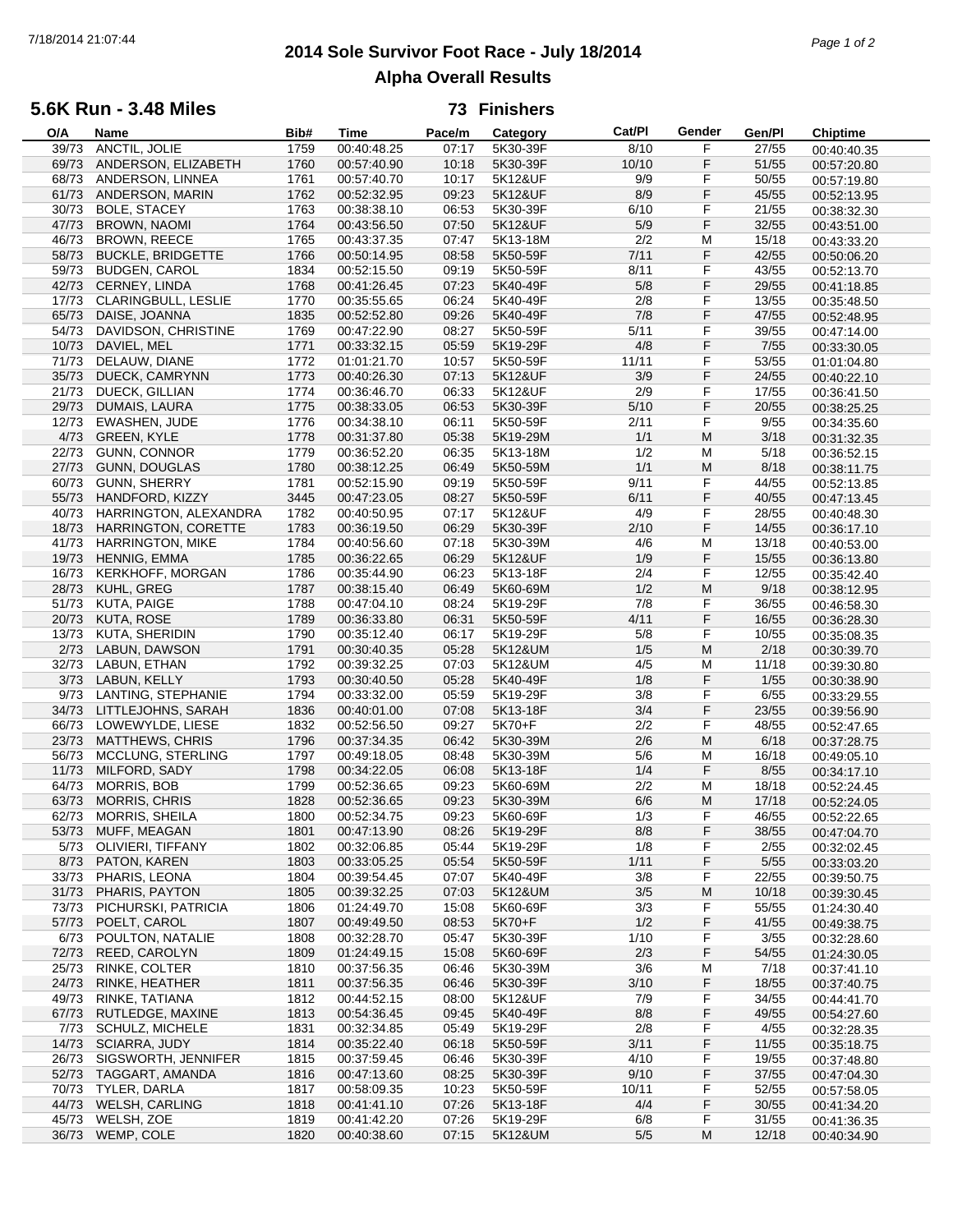# 2014 Sole Survivor Foot Race - July 18/2014

## Alpha Overall Results

### 5.6K Run - 3.48 Miles

**73 Finishers**

| O/A | Name | Bib# | Time | Pace/m | Category | Cat/Pl | Gender | Gen/Pl | Chiptime |
|---|---|---|---|---|---|---|---|---|---|
| 39/73 | ANCTIL, JOLIE | 1759 | 00:40:48.25 | 07:17 | 5K30-39F | 8/10 | F | 27/55 | 00:40:40.35 |
| 69/73 | ANDERSON, ELIZABETH | 1760 | 00:57:40.90 | 10:18 | 5K30-39F | 10/10 | F | 51/55 | 00:57:20.80 |
| 68/73 | ANDERSON, LINNEA | 1761 | 00:57:40.70 | 10:17 | 5K12&UF | 9/9 | F | 50/55 | 00:57:19.80 |
| 61/73 | ANDERSON, MARIN | 1762 | 00:52:32.95 | 09:23 | 5K12&UF | 8/9 | F | 45/55 | 00:52:13.95 |
| 30/73 | BOLE, STACEY | 1763 | 00:38:38.10 | 06:53 | 5K30-39F | 6/10 | F | 21/55 | 00:38:32.30 |
| 47/73 | BROWN, NAOMI | 1764 | 00:43:56.50 | 07:50 | 5K12&UF | 5/9 | F | 32/55 | 00:43:51.00 |
| 46/73 | BROWN, REECE | 1765 | 00:43:37.35 | 07:47 | 5K13-18M | 2/2 | M | 15/18 | 00:43:33.20 |
| 58/73 | BUCKLE, BRIDGETTE | 1766 | 00:50:14.95 | 08:58 | 5K50-59F | 7/11 | F | 42/55 | 00:50:06.20 |
| 59/73 | BUDGEN, CAROL | 1834 | 00:52:15.50 | 09:19 | 5K50-59F | 8/11 | F | 43/55 | 00:52:13.70 |
| 42/73 | CERNEY, LINDA | 1768 | 00:41:26.45 | 07:23 | 5K40-49F | 5/8 | F | 29/55 | 00:41:18.85 |
| 17/73 | CLARINGBULL, LESLIE | 1770 | 00:35:55.65 | 06:24 | 5K40-49F | 2/8 | F | 13/55 | 00:35:48.50 |
| 65/73 | DAISE, JOANNA | 1835 | 00:52:52.80 | 09:26 | 5K40-49F | 7/8 | F | 47/55 | 00:52:48.95 |
| 54/73 | DAVIDSON, CHRISTINE | 1769 | 00:47:22.90 | 08:27 | 5K50-59F | 5/11 | F | 39/55 | 00:47:14.00 |
| 10/73 | DAVIEL, MEL | 1771 | 00:33:32.15 | 05:59 | 5K19-29F | 4/8 | F | 7/55 | 00:33:30.05 |
| 71/73 | DELAUW, DIANE | 1772 | 01:01:21.70 | 10:57 | 5K50-59F | 11/11 | F | 53/55 | 01:01:04.80 |
| 35/73 | DUECK, CAMRYNN | 1773 | 00:40:26.30 | 07:13 | 5K12&UF | 3/9 | F | 24/55 | 00:40:22.10 |
| 21/73 | DUECK, GILLIAN | 1774 | 00:36:46.70 | 06:33 | 5K12&UF | 2/9 | F | 17/55 | 00:36:41.50 |
| 29/73 | DUMAIS, LAURA | 1775 | 00:38:33.05 | 06:53 | 5K30-39F | 5/10 | F | 20/55 | 00:38:25.25 |
| 12/73 | EWASHEN, JUDE | 1776 | 00:34:38.10 | 06:11 | 5K50-59F | 2/11 | F | 9/55 | 00:34:35.60 |
| 4/73 | GREEN, KYLE | 1778 | 00:31:37.80 | 05:38 | 5K19-29M | 1/1 | M | 3/18 | 00:31:32.35 |
| 22/73 | GUNN, CONNOR | 1779 | 00:36:52.20 | 06:35 | 5K13-18M | 1/2 | M | 5/18 | 00:36:52.15 |
| 27/73 | GUNN, DOUGLAS | 1780 | 00:38:12.25 | 06:49 | 5K50-59M | 1/1 | M | 8/18 | 00:38:11.75 |
| 60/73 | GUNN, SHERRY | 1781 | 00:52:15.90 | 09:19 | 5K50-59F | 9/11 | F | 44/55 | 00:52:13.85 |
| 55/73 | HANDFORD, KIZZY | 3445 | 00:47:23.05 | 08:27 | 5K50-59F | 6/11 | F | 40/55 | 00:47:13.45 |
| 40/73 | HARRINGTON, ALEXANDRA | 1782 | 00:40:50.95 | 07:17 | 5K12&UF | 4/9 | F | 28/55 | 00:40:48.30 |
| 18/73 | HARRINGTON, CORETTE | 1783 | 00:36:19.50 | 06:29 | 5K30-39F | 2/10 | F | 14/55 | 00:36:17.10 |
| 41/73 | HARRINGTON, MIKE | 1784 | 00:40:56.60 | 07:18 | 5K30-39M | 4/6 | M | 13/18 | 00:40:53.00 |
| 19/73 | HENNIG, EMMA | 1785 | 00:36:22.65 | 06:29 | 5K12&UF | 1/9 | F | 15/55 | 00:36:13.80 |
| 16/73 | KERKHOFF, MORGAN | 1786 | 00:35:44.90 | 06:23 | 5K13-18F | 2/4 | F | 12/55 | 00:35:42.40 |
| 28/73 | KUHL, GREG | 1787 | 00:38:15.40 | 06:49 | 5K60-69M | 1/2 | M | 9/18 | 00:38:12.95 |
| 51/73 | KUTA, PAIGE | 1788 | 00:47:04.10 | 08:24 | 5K19-29F | 7/8 | F | 36/55 | 00:46:58.30 |
| 20/73 | KUTA, ROSE | 1789 | 00:36:33.80 | 06:31 | 5K50-59F | 4/11 | F | 16/55 | 00:36:28.30 |
| 13/73 | KUTA, SHERIDIN | 1790 | 00:35:12.40 | 06:17 | 5K19-29F | 5/8 | F | 10/55 | 00:35:08.35 |
| 2/73 | LABUN, DAWSON | 1791 | 00:30:40.35 | 05:28 | 5K12&UM | 1/5 | M | 2/18 | 00:30:39.70 |
| 32/73 | LABUN, ETHAN | 1792 | 00:39:32.25 | 07:03 | 5K12&UM | 4/5 | M | 11/18 | 00:39:30.80 |
| 3/73 | LABUN, KELLY | 1793 | 00:30:40.50 | 05:28 | 5K40-49F | 1/8 | F | 1/55 | 00:30:38.90 |
| 9/73 | LANTING, STEPHANIE | 1794 | 00:33:32.00 | 05:59 | 5K19-29F | 3/8 | F | 6/55 | 00:33:29.55 |
| 34/73 | LITTLEJOHNS, SARAH | 1836 | 00:40:01.00 | 07:08 | 5K13-18F | 3/4 | F | 23/55 | 00:39:56.90 |
| 66/73 | LOWEWYLDE, LIESE | 1832 | 00:52:56.50 | 09:27 | 5K70+F | 2/2 | F | 48/55 | 00:52:47.65 |
| 23/73 | MATTHEWS, CHRIS | 1796 | 00:37:34.35 | 06:42 | 5K30-39M | 2/6 | M | 6/18 | 00:37:28.75 |
| 56/73 | MCCLUNG, STERLING | 1797 | 00:49:18.05 | 08:48 | 5K30-39M | 5/6 | M | 16/18 | 00:49:05.10 |
| 11/73 | MILFORD, SADY | 1798 | 00:34:22.05 | 06:08 | 5K13-18F | 1/4 | F | 8/55 | 00:34:17.10 |
| 64/73 | MORRIS, BOB | 1799 | 00:52:36.65 | 09:23 | 5K60-69M | 2/2 | M | 18/18 | 00:52:24.45 |
| 63/73 | MORRIS, CHRIS | 1828 | 00:52:36.65 | 09:23 | 5K30-39M | 6/6 | M | 17/18 | 00:52:24.05 |
| 62/73 | MORRIS, SHEILA | 1800 | 00:52:34.75 | 09:23 | 5K60-69F | 1/3 | F | 46/55 | 00:52:22.65 |
| 53/73 | MUFF, MEAGAN | 1801 | 00:47:13.90 | 08:26 | 5K19-29F | 8/8 | F | 38/55 | 00:47:04.70 |
| 5/73 | OLIVIERI, TIFFANY | 1802 | 00:32:06.85 | 05:44 | 5K19-29F | 1/8 | F | 2/55 | 00:32:02.45 |
| 8/73 | PATON, KAREN | 1803 | 00:33:05.25 | 05:54 | 5K50-59F | 1/11 | F | 5/55 | 00:33:03.20 |
| 33/73 | PHARIS, LEONA | 1804 | 00:39:54.45 | 07:07 | 5K40-49F | 3/8 | F | 22/55 | 00:39:50.75 |
| 31/73 | PHARIS, PAYTON | 1805 | 00:39:32.25 | 07:03 | 5K12&UM | 3/5 | M | 10/18 | 00:39:30.45 |
| 73/73 | PICHURSKI, PATRICIA | 1806 | 01:24:49.70 | 15:08 | 5K60-69F | 3/3 | F | 55/55 | 01:24:30.40 |
| 57/73 | POELT, CAROL | 1807 | 00:49:49.50 | 08:53 | 5K70+F | 1/2 | F | 41/55 | 00:49:38.75 |
| 6/73 | POULTON, NATALIE | 1808 | 00:32:28.70 | 05:47 | 5K30-39F | 1/10 | F | 3/55 | 00:32:28.60 |
| 72/73 | REED, CAROLYN | 1809 | 01:24:49.15 | 15:08 | 5K60-69F | 2/3 | F | 54/55 | 01:24:30.05 |
| 25/73 | RINKE, COLTER | 1810 | 00:37:56.35 | 06:46 | 5K30-39M | 3/6 | M | 7/18 | 00:37:41.10 |
| 24/73 | RINKE, HEATHER | 1811 | 00:37:56.35 | 06:46 | 5K30-39F | 3/10 | F | 18/55 | 00:37:40.75 |
| 49/73 | RINKE, TATIANA | 1812 | 00:44:52.15 | 08:00 | 5K12&UF | 7/9 | F | 34/55 | 00:44:41.70 |
| 67/73 | RUTLEDGE, MAXINE | 1813 | 00:54:36.45 | 09:45 | 5K40-49F | 8/8 | F | 49/55 | 00:54:27.60 |
| 7/73 | SCHULZ, MICHELE | 1831 | 00:32:34.85 | 05:49 | 5K19-29F | 2/8 | F | 4/55 | 00:32:28.35 |
| 14/73 | SCIARRA, JUDY | 1814 | 00:35:22.40 | 06:18 | 5K50-59F | 3/11 | F | 11/55 | 00:35:18.75 |
| 26/73 | SIGSWORTH, JENNIFER | 1815 | 00:37:59.45 | 06:46 | 5K30-39F | 4/10 | F | 19/55 | 00:37:48.80 |
| 52/73 | TAGGART, AMANDA | 1816 | 00:47:13.60 | 08:25 | 5K30-39F | 9/10 | F | 37/55 | 00:47:04.30 |
| 70/73 | TYLER, DARLA | 1817 | 00:58:09.35 | 10:23 | 5K50-59F | 10/11 | F | 52/55 | 00:57:58.05 |
| 44/73 | WELSH, CARLING | 1818 | 00:41:41.10 | 07:26 | 5K13-18F | 4/4 | F | 30/55 | 00:41:34.20 |
| 45/73 | WELSH, ZOE | 1819 | 00:41:42.20 | 07:26 | 5K19-29F | 6/8 | F | 31/55 | 00:41:36.35 |
| 36/73 | WEMP, COLE | 1820 | 00:40:38.60 | 07:15 | 5K12&UM | 5/5 | M | 12/18 | 00:40:34.90 |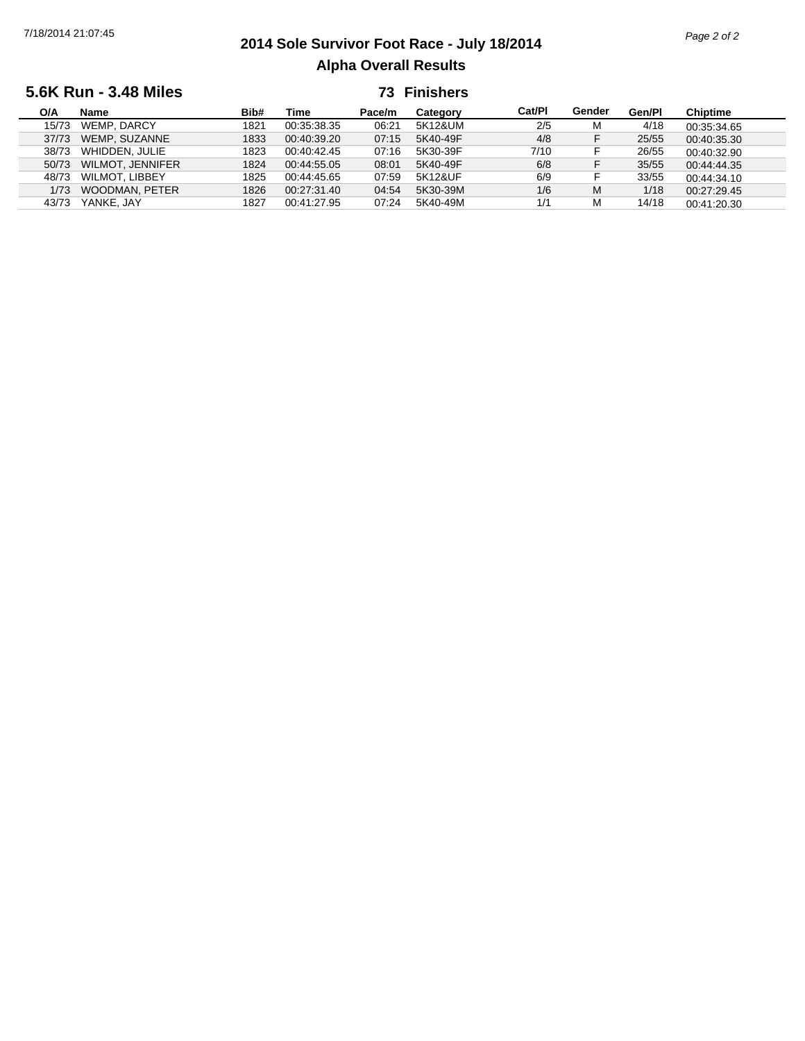# 2014 Sole Survivor Foot Race - July 18/2014

## Alpha Overall Results

### 5.6K Run - 3.48 Miles

**73 Finishers**

| O/A | Name | Bib# | Time | Pace/m | Category | Cat/Pl | Gender | Gen/Pl | Chiptime |
|---|---|---|---|---|---|---|---|---|---|
| 15/73 | WEMP, DARCY | 1821 | 00:35:38.35 | 06:21 | 5K12&UM | 2/5 | M | 4/18 | 00:35:34.65 |
| 37/73 | WEMP, SUZANNE | 1833 | 00:40:39.20 | 07:15 | 5K40-49F | 4/8 | F | 25/55 | 00:40:35.30 |
| 38/73 | WHIDDEN, JULIE | 1823 | 00:40:42.45 | 07:16 | 5K30-39F | 7/10 | F | 26/55 | 00:40:32.90 |
| 50/73 | WILMOT, JENNIFER | 1824 | 00:44:55.05 | 08:01 | 5K40-49F | 6/8 | F | 35/55 | 00:44:44.35 |
| 48/73 | WILMOT, LIBBEY | 1825 | 00:44:45.65 | 07:59 | 5K12&UF | 6/9 | F | 33/55 | 00:44:34.10 |
| 1/73 | WOODMAN, PETER | 1826 | 00:27:31.40 | 04:54 | 5K30-39M | 1/6 | M | 1/18 | 00:27:29.45 |
| 43/73 | YANKE, JAY | 1827 | 00:41:27.95 | 07:24 | 5K40-49M | 1/1 | M | 14/18 | 00:41:20.30 |